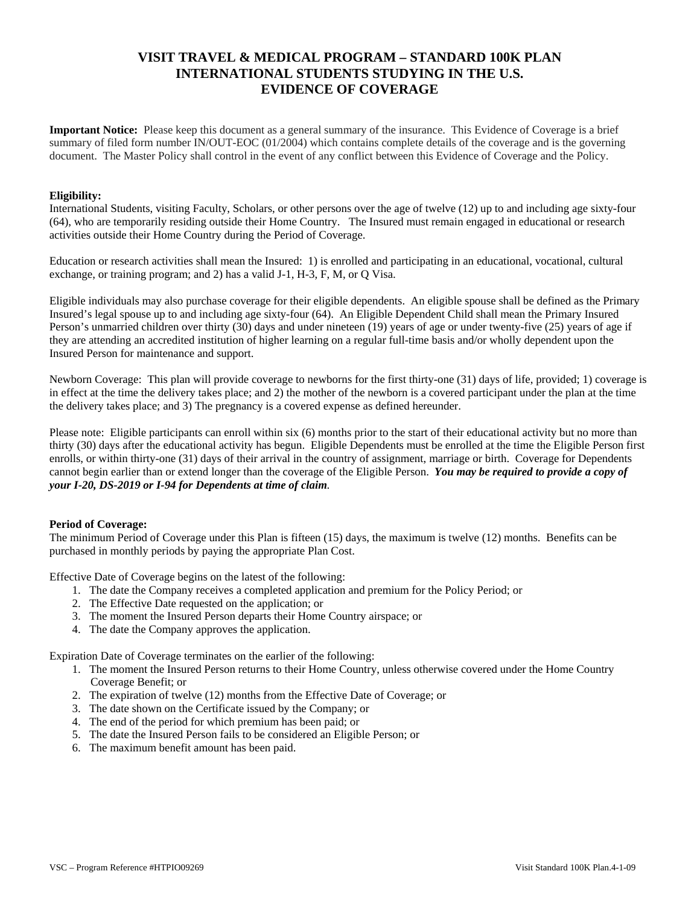# VISIT TRAVEL & MEDICAL PROGRAM – STANDARD 100K PLAN
# INTERNATIONAL STUDENTS STUDYING IN THE U.S.
# EVIDENCE OF COVERAGE

**Important Notice:** Please keep this document as a general summary of the insurance. This Evidence of Coverage is a brief summary of filed form number IN/OUT-EOC (01/2004) which contains complete details of the coverage and is the governing document. The Master Policy shall control in the event of any conflict between this Evidence of Coverage and the Policy.

**Eligibility:**
International Students, visiting Faculty, Scholars, or other persons over the age of twelve (12) up to and including age sixty-four (64), who are temporarily residing outside their Home Country. The Insured must remain engaged in educational or research activities outside their Home Country during the Period of Coverage.

Education or research activities shall mean the Insured: 1) is enrolled and participating in an educational, vocational, cultural exchange, or training program; and 2) has a valid J-1, H-3, F, M, or Q Visa.

Eligible individuals may also purchase coverage for their eligible dependents. An eligible spouse shall be defined as the Primary Insured's legal spouse up to and including age sixty-four (64). An Eligible Dependent Child shall mean the Primary Insured Person's unmarried children over thirty (30) days and under nineteen (19) years of age or under twenty-five (25) years of age if they are attending an accredited institution of higher learning on a regular full-time basis and/or wholly dependent upon the Insured Person for maintenance and support.

Newborn Coverage: This plan will provide coverage to newborns for the first thirty-one (31) days of life, provided; 1) coverage is in effect at the time the delivery takes place; and 2) the mother of the newborn is a covered participant under the plan at the time the delivery takes place; and 3) The pregnancy is a covered expense as defined hereunder.

Please note: Eligible participants can enroll within six (6) months prior to the start of their educational activity but no more than thirty (30) days after the educational activity has begun. Eligible Dependents must be enrolled at the time the Eligible Person first enrolls, or within thirty-one (31) days of their arrival in the country of assignment, marriage or birth. Coverage for Dependents cannot begin earlier than or extend longer than the coverage of the Eligible Person. ***You may be required to provide a copy of your I-20, DS-2019 or I-94 for Dependents at time of claim.***

**Period of Coverage:**
The minimum Period of Coverage under this Plan is fifteen (15) days, the maximum is twelve (12) months. Benefits can be purchased in monthly periods by paying the appropriate Plan Cost.

Effective Date of Coverage begins on the latest of the following:

1. The date the Company receives a completed application and premium for the Policy Period; or
2. The Effective Date requested on the application; or
3. The moment the Insured Person departs their Home Country airspace; or
4. The date the Company approves the application.

Expiration Date of Coverage terminates on the earlier of the following:

1. The moment the Insured Person returns to their Home Country, unless otherwise covered under the Home Country Coverage Benefit; or
2. The expiration of twelve (12) months from the Effective Date of Coverage; or
3. The date shown on the Certificate issued by the Company; or
4. The end of the period for which premium has been paid; or
5. The date the Insured Person fails to be considered an Eligible Person; or
6. The maximum benefit amount has been paid.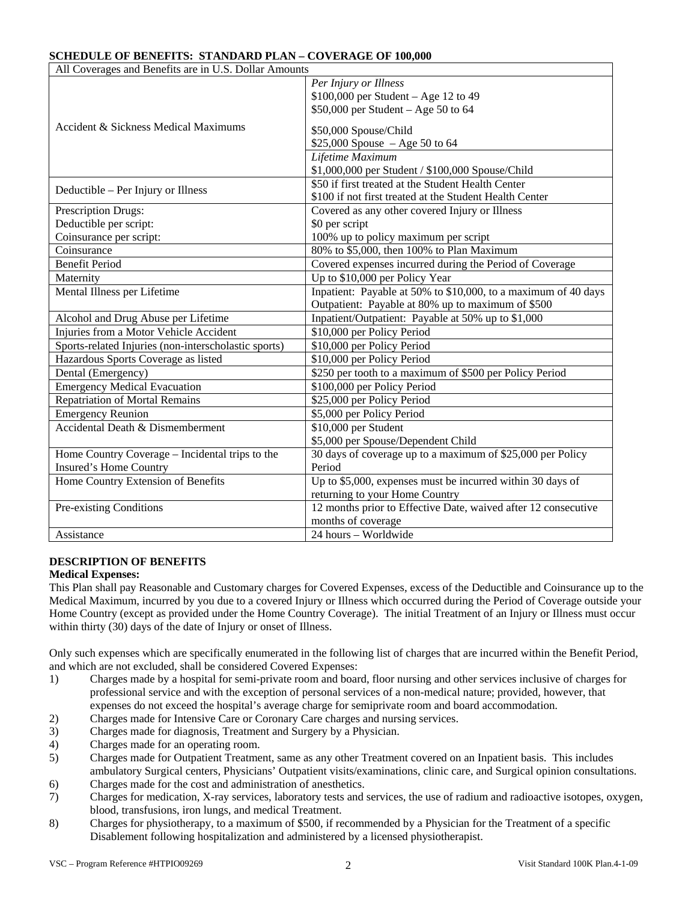**SCHEDULE OF BENEFITS: STANDARD PLAN – COVERAGE OF 100,000**

| All Coverages and Benefits are in U.S. Dollar Amounts | |
|---|---|
| Accident & Sickness Medical Maximums | *Per Injury or Illness*<br>$100,000 per Student – Age 12 to 49<br>$50,000 per Student – Age 50 to 64<br><br>$50,000 Spouse/Child<br>$25,000 Spouse – Age 50 to 64 |
| | *Lifetime Maximum*<br>$1,000,000 per Student / $100,000 Spouse/Child |
| Deductible – Per Injury or Illness | $50 if first treated at the Student Health Center<br>$100 if not first treated at the Student Health Center |
| Prescription Drugs:<br>Deductible per script:<br>Coinsurance per script: | Covered as any other covered Injury or Illness<br>$0 per script<br>100% up to policy maximum per script |
| Coinsurance | 80% to $5,000, then 100% to Plan Maximum |
| Benefit Period | Covered expenses incurred during the Period of Coverage |
| Maternity | Up to $10,000 per Policy Year |
| Mental Illness per Lifetime | Inpatient: Payable at 50% to $10,000, to a maximum of 40 days<br>Outpatient: Payable at 80% up to maximum of $500 |
| Alcohol and Drug Abuse per Lifetime | Inpatient/Outpatient: Payable at 50% up to $1,000 |
| Injuries from a Motor Vehicle Accident | $10,000 per Policy Period |
| Sports-related Injuries (non-interscholastic sports) | $10,000 per Policy Period |
| Hazardous Sports Coverage as listed | $10,000 per Policy Period |
| Dental (Emergency) | $250 per tooth to a maximum of $500 per Policy Period |
| Emergency Medical Evacuation | $100,000 per Policy Period |
| Repatriation of Mortal Remains | $25,000 per Policy Period |
| Emergency Reunion | $5,000 per Policy Period |
| Accidental Death & Dismemberment | $10,000 per Student<br>$5,000 per Spouse/Dependent Child |
| Home Country Coverage – Incidental trips to the Insured's Home Country | 30 days of coverage up to a maximum of $25,000 per Policy Period |
| Home Country Extension of Benefits | Up to $5,000, expenses must be incurred within 30 days of returning to your Home Country |
| Pre-existing Conditions | 12 months prior to Effective Date, waived after 12 consecutive months of coverage |
| Assistance | 24 hours – Worldwide |

**DESCRIPTION OF BENEFITS**

**Medical Expenses:**

This Plan shall pay Reasonable and Customary charges for Covered Expenses, excess of the Deductible and Coinsurance up to the Medical Maximum, incurred by you due to a covered Injury or Illness which occurred during the Period of Coverage outside your Home Country (except as provided under the Home Country Coverage). The initial Treatment of an Injury or Illness must occur within thirty (30) days of the date of Injury or onset of Illness.

Only such expenses which are specifically enumerated in the following list of charges that are incurred within the Benefit Period, and which are not excluded, shall be considered Covered Expenses:

1) Charges made by a hospital for semi-private room and board, floor nursing and other services inclusive of charges for professional service and with the exception of personal services of a non-medical nature; provided, however, that expenses do not exceed the hospital's average charge for semiprivate room and board accommodation.
2) Charges made for Intensive Care or Coronary Care charges and nursing services.
3) Charges made for diagnosis, Treatment and Surgery by a Physician.
4) Charges made for an operating room.
5) Charges made for Outpatient Treatment, same as any other Treatment covered on an Inpatient basis. This includes ambulatory Surgical centers, Physicians' Outpatient visits/examinations, clinic care, and Surgical opinion consultations.
6) Charges made for the cost and administration of anesthetics.
7) Charges for medication, X-ray services, laboratory tests and services, the use of radium and radioactive isotopes, oxygen, blood, transfusions, iron lungs, and medical Treatment.
8) Charges for physiotherapy, to a maximum of $500, if recommended by a Physician for the Treatment of a specific Disablement following hospitalization and administered by a licensed physiotherapist.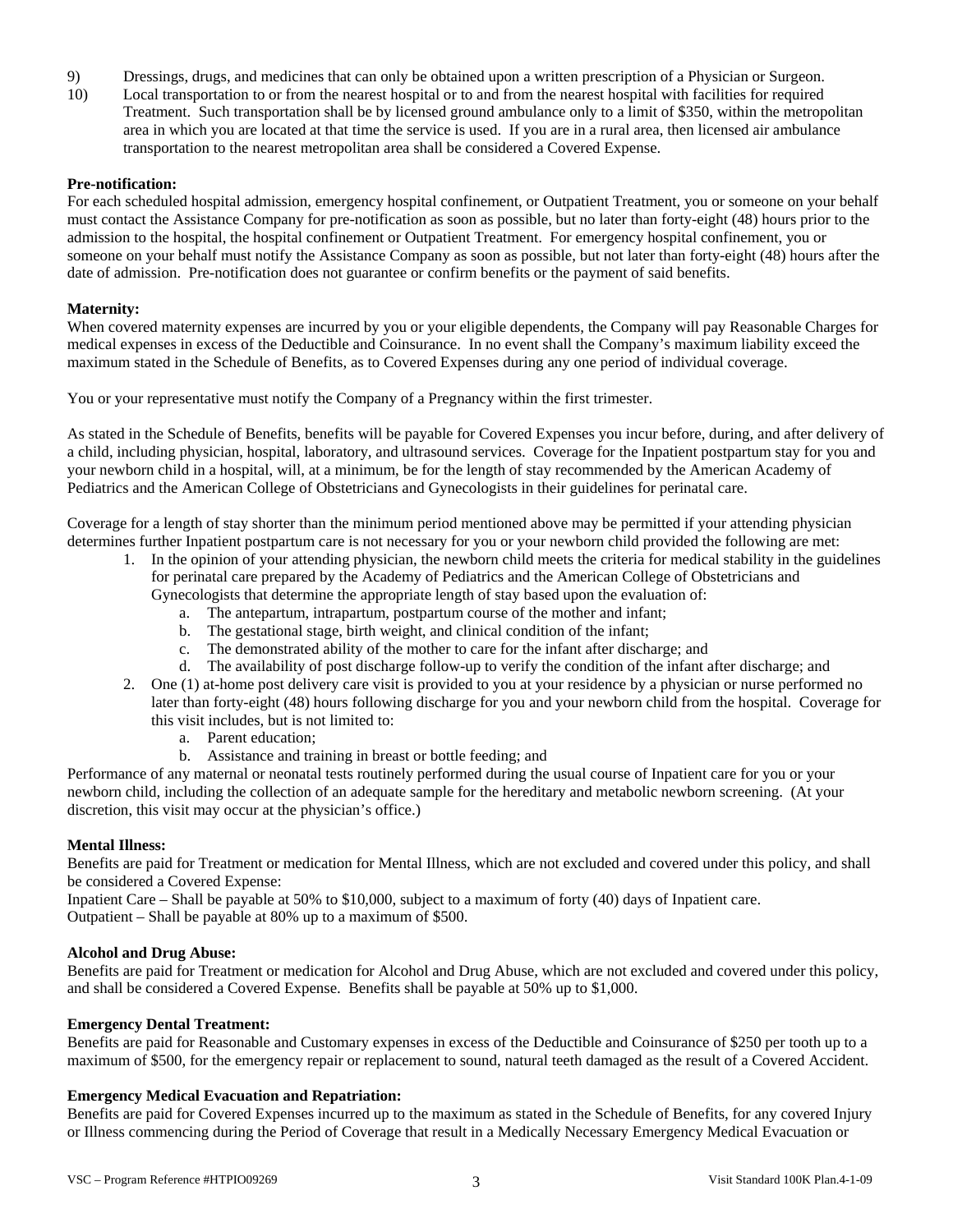9) Dressings, drugs, and medicines that can only be obtained upon a written prescription of a Physician or Surgeon.

10) Local transportation to or from the nearest hospital or to and from the nearest hospital with facilities for required Treatment. Such transportation shall be by licensed ground ambulance only to a limit of $350, within the metropolitan area in which you are located at that time the service is used. If you are in a rural area, then licensed air ambulance transportation to the nearest metropolitan area shall be considered a Covered Expense.

**Pre-notification:**
For each scheduled hospital admission, emergency hospital confinement, or Outpatient Treatment, you or someone on your behalf must contact the Assistance Company for pre-notification as soon as possible, but no later than forty-eight (48) hours prior to the admission to the hospital, the hospital confinement or Outpatient Treatment. For emergency hospital confinement, you or someone on your behalf must notify the Assistance Company as soon as possible, but not later than forty-eight (48) hours after the date of admission. Pre-notification does not guarantee or confirm benefits or the payment of said benefits.

**Maternity:**
When covered maternity expenses are incurred by you or your eligible dependents, the Company will pay Reasonable Charges for medical expenses in excess of the Deductible and Coinsurance. In no event shall the Company's maximum liability exceed the maximum stated in the Schedule of Benefits, as to Covered Expenses during any one period of individual coverage.

You or your representative must notify the Company of a Pregnancy within the first trimester.

As stated in the Schedule of Benefits, benefits will be payable for Covered Expenses you incur before, during, and after delivery of a child, including physician, hospital, laboratory, and ultrasound services. Coverage for the Inpatient postpartum stay for you and your newborn child in a hospital, will, at a minimum, be for the length of stay recommended by the American Academy of Pediatrics and the American College of Obstetricians and Gynecologists in their guidelines for perinatal care.

Coverage for a length of stay shorter than the minimum period mentioned above may be permitted if your attending physician determines further Inpatient postpartum care is not necessary for you or your newborn child provided the following are met:

1. In the opinion of your attending physician, the newborn child meets the criteria for medical stability in the guidelines for perinatal care prepared by the Academy of Pediatrics and the American College of Obstetricians and Gynecologists that determine the appropriate length of stay based upon the evaluation of:
   a. The antepartum, intrapartum, postpartum course of the mother and infant;
   b. The gestational stage, birth weight, and clinical condition of the infant;
   c. The demonstrated ability of the mother to care for the infant after discharge; and
   d. The availability of post discharge follow-up to verify the condition of the infant after discharge; and
2. One (1) at-home post delivery care visit is provided to you at your residence by a physician or nurse performed no later than forty-eight (48) hours following discharge for you and your newborn child from the hospital. Coverage for this visit includes, but is not limited to:
   a. Parent education;
   b. Assistance and training in breast or bottle feeding; and

Performance of any maternal or neonatal tests routinely performed during the usual course of Inpatient care for you or your newborn child, including the collection of an adequate sample for the hereditary and metabolic newborn screening. (At your discretion, this visit may occur at the physician's office.)

**Mental Illness:**
Benefits are paid for Treatment or medication for Mental Illness, which are not excluded and covered under this policy, and shall be considered a Covered Expense:
Inpatient Care – Shall be payable at 50% to $10,000, subject to a maximum of forty (40) days of Inpatient care.
Outpatient – Shall be payable at 80% up to a maximum of $500.

**Alcohol and Drug Abuse:**
Benefits are paid for Treatment or medication for Alcohol and Drug Abuse, which are not excluded and covered under this policy, and shall be considered a Covered Expense. Benefits shall be payable at 50% up to $1,000.

**Emergency Dental Treatment:**
Benefits are paid for Reasonable and Customary expenses in excess of the Deductible and Coinsurance of $250 per tooth up to a maximum of $500, for the emergency repair or replacement to sound, natural teeth damaged as the result of a Covered Accident.

**Emergency Medical Evacuation and Repatriation:**
Benefits are paid for Covered Expenses incurred up to the maximum as stated in the Schedule of Benefits, for any covered Injury or Illness commencing during the Period of Coverage that result in a Medically Necessary Emergency Medical Evacuation or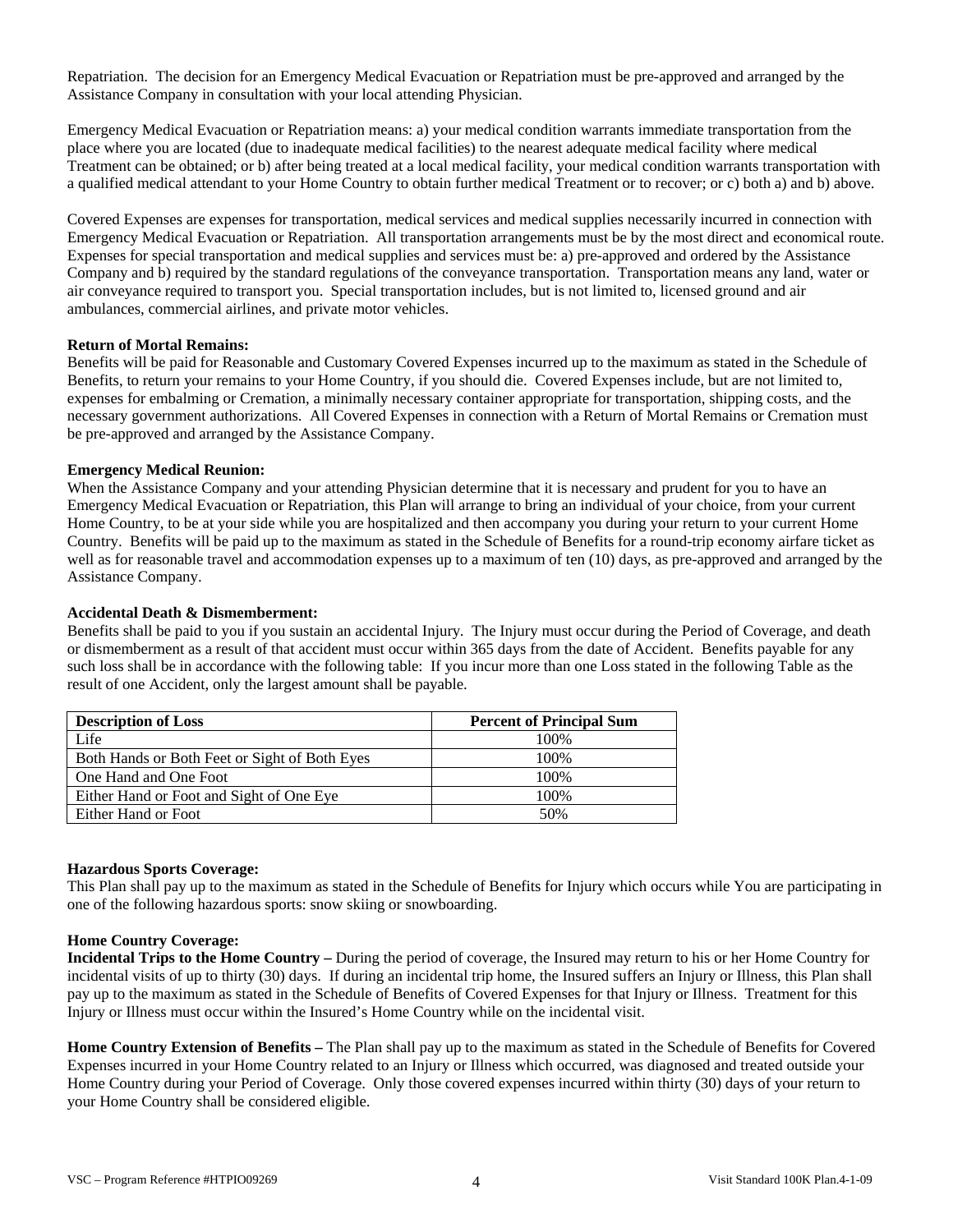Repatriation. The decision for an Emergency Medical Evacuation or Repatriation must be pre-approved and arranged by the Assistance Company in consultation with your local attending Physician.

Emergency Medical Evacuation or Repatriation means: a) your medical condition warrants immediate transportation from the place where you are located (due to inadequate medical facilities) to the nearest adequate medical facility where medical Treatment can be obtained; or b) after being treated at a local medical facility, your medical condition warrants transportation with a qualified medical attendant to your Home Country to obtain further medical Treatment or to recover; or c) both a) and b) above.

Covered Expenses are expenses for transportation, medical services and medical supplies necessarily incurred in connection with Emergency Medical Evacuation or Repatriation. All transportation arrangements must be by the most direct and economical route. Expenses for special transportation and medical supplies and services must be: a) pre-approved and ordered by the Assistance Company and b) required by the standard regulations of the conveyance transportation. Transportation means any land, water or air conveyance required to transport you. Special transportation includes, but is not limited to, licensed ground and air ambulances, commercial airlines, and private motor vehicles.

**Return of Mortal Remains:**
Benefits will be paid for Reasonable and Customary Covered Expenses incurred up to the maximum as stated in the Schedule of Benefits, to return your remains to your Home Country, if you should die. Covered Expenses include, but are not limited to, expenses for embalming or Cremation, a minimally necessary container appropriate for transportation, shipping costs, and the necessary government authorizations. All Covered Expenses in connection with a Return of Mortal Remains or Cremation must be pre-approved and arranged by the Assistance Company.

**Emergency Medical Reunion:**
When the Assistance Company and your attending Physician determine that it is necessary and prudent for you to have an Emergency Medical Evacuation or Repatriation, this Plan will arrange to bring an individual of your choice, from your current Home Country, to be at your side while you are hospitalized and then accompany you during your return to your current Home Country. Benefits will be paid up to the maximum as stated in the Schedule of Benefits for a round-trip economy airfare ticket as well as for reasonable travel and accommodation expenses up to a maximum of ten (10) days, as pre-approved and arranged by the Assistance Company.

**Accidental Death & Dismemberment:**
Benefits shall be paid to you if you sustain an accidental Injury. The Injury must occur during the Period of Coverage, and death or dismemberment as a result of that accident must occur within 365 days from the date of Accident. Benefits payable for any such loss shall be in accordance with the following table: If you incur more than one Loss stated in the following Table as the result of one Accident, only the largest amount shall be payable.

| Description of Loss | Percent of Principal Sum |
|---|---|
| Life | 100% |
| Both Hands or Both Feet or Sight of Both Eyes | 100% |
| One Hand and One Foot | 100% |
| Either Hand or Foot and Sight of One Eye | 100% |
| Either Hand or Foot | 50% |

**Hazardous Sports Coverage:**
This Plan shall pay up to the maximum as stated in the Schedule of Benefits for Injury which occurs while You are participating in one of the following hazardous sports: snow skiing or snowboarding.

**Home Country Coverage:**
**Incidental Trips to the Home Country –** During the period of coverage, the Insured may return to his or her Home Country for incidental visits of up to thirty (30) days. If during an incidental trip home, the Insured suffers an Injury or Illness, this Plan shall pay up to the maximum as stated in the Schedule of Benefits of Covered Expenses for that Injury or Illness. Treatment for this Injury or Illness must occur within the Insured's Home Country while on the incidental visit.

**Home Country Extension of Benefits –** The Plan shall pay up to the maximum as stated in the Schedule of Benefits for Covered Expenses incurred in your Home Country related to an Injury or Illness which occurred, was diagnosed and treated outside your Home Country during your Period of Coverage. Only those covered expenses incurred within thirty (30) days of your return to your Home Country shall be considered eligible.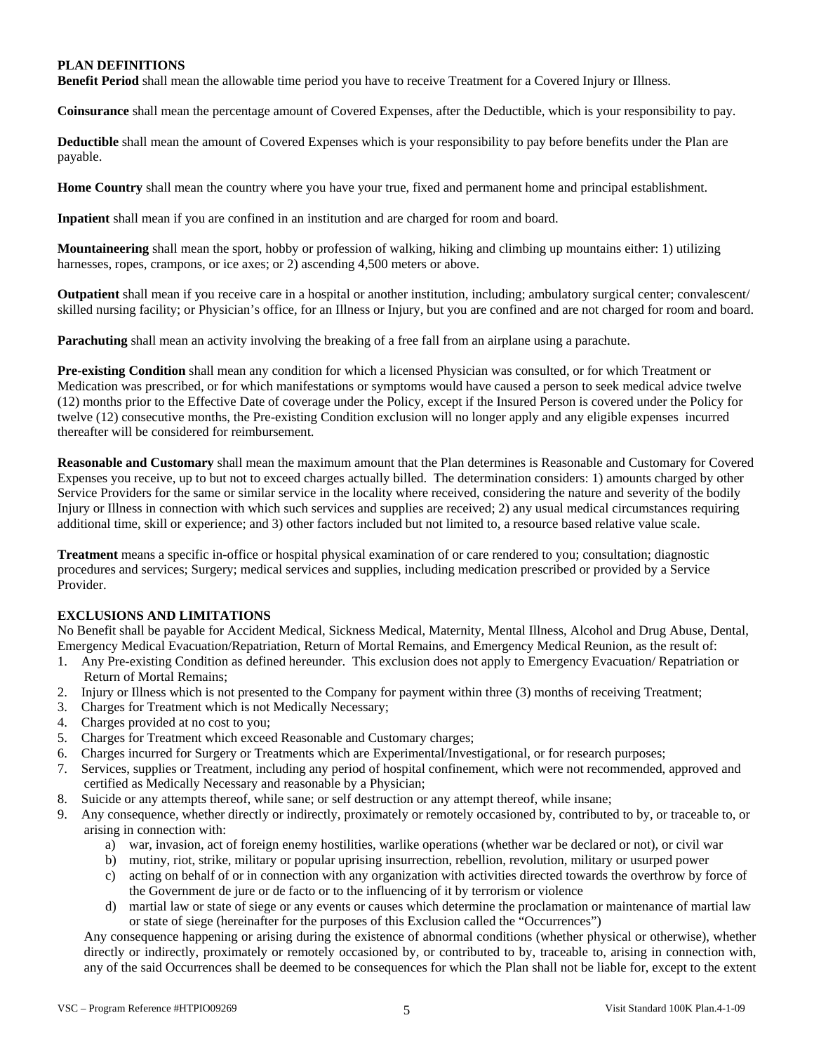## PLAN DEFINITIONS

**Benefit Period** shall mean the allowable time period you have to receive Treatment for a Covered Injury or Illness.

**Coinsurance** shall mean the percentage amount of Covered Expenses, after the Deductible, which is your responsibility to pay.

**Deductible** shall mean the amount of Covered Expenses which is your responsibility to pay before benefits under the Plan are payable.

**Home Country** shall mean the country where you have your true, fixed and permanent home and principal establishment.

**Inpatient** shall mean if you are confined in an institution and are charged for room and board.

**Mountaineering** shall mean the sport, hobby or profession of walking, hiking and climbing up mountains either: 1) utilizing harnesses, ropes, crampons, or ice axes; or 2) ascending 4,500 meters or above.

**Outpatient** shall mean if you receive care in a hospital or another institution, including; ambulatory surgical center; convalescent/ skilled nursing facility; or Physician's office, for an Illness or Injury, but you are confined and are not charged for room and board.

**Parachuting** shall mean an activity involving the breaking of a free fall from an airplane using a parachute.

**Pre-existing Condition** shall mean any condition for which a licensed Physician was consulted, or for which Treatment or Medication was prescribed, or for which manifestations or symptoms would have caused a person to seek medical advice twelve (12) months prior to the Effective Date of coverage under the Policy, except if the Insured Person is covered under the Policy for twelve (12) consecutive months, the Pre-existing Condition exclusion will no longer apply and any eligible expenses incurred thereafter will be considered for reimbursement.

**Reasonable and Customary** shall mean the maximum amount that the Plan determines is Reasonable and Customary for Covered Expenses you receive, up to but not to exceed charges actually billed. The determination considers: 1) amounts charged by other Service Providers for the same or similar service in the locality where received, considering the nature and severity of the bodily Injury or Illness in connection with which such services and supplies are received; 2) any usual medical circumstances requiring additional time, skill or experience; and 3) other factors included but not limited to, a resource based relative value scale.

**Treatment** means a specific in-office or hospital physical examination of or care rendered to you; consultation; diagnostic procedures and services; Surgery; medical services and supplies, including medication prescribed or provided by a Service Provider.

## EXCLUSIONS AND LIMITATIONS

No Benefit shall be payable for Accident Medical, Sickness Medical, Maternity, Mental Illness, Alcohol and Drug Abuse, Dental, Emergency Medical Evacuation/Repatriation, Return of Mortal Remains, and Emergency Medical Reunion, as the result of:

1. Any Pre-existing Condition as defined hereunder. This exclusion does not apply to Emergency Evacuation/ Repatriation or Return of Mortal Remains;
2. Injury or Illness which is not presented to the Company for payment within three (3) months of receiving Treatment;
3. Charges for Treatment which is not Medically Necessary;
4. Charges provided at no cost to you;
5. Charges for Treatment which exceed Reasonable and Customary charges;
6. Charges incurred for Surgery or Treatments which are Experimental/Investigational, or for research purposes;
7. Services, supplies or Treatment, including any period of hospital confinement, which were not recommended, approved and certified as Medically Necessary and reasonable by a Physician;
8. Suicide or any attempts thereof, while sane; or self destruction or any attempt thereof, while insane;
9. Any consequence, whether directly or indirectly, proximately or remotely occasioned by, contributed to by, or traceable to, or arising in connection with:
   a) war, invasion, act of foreign enemy hostilities, warlike operations (whether war be declared or not), or civil war
   b) mutiny, riot, strike, military or popular uprising insurrection, rebellion, revolution, military or usurped power
   c) acting on behalf of or in connection with any organization with activities directed towards the overthrow by force of the Government de jure or de facto or to the influencing of it by terrorism or violence
   d) martial law or state of siege or any events or causes which determine the proclamation or maintenance of martial law or state of siege (hereinafter for the purposes of this Exclusion called the "Occurrences")

   Any consequence happening or arising during the existence of abnormal conditions (whether physical or otherwise), whether directly or indirectly, proximately or remotely occasioned by, or contributed to by, traceable to, arising in connection with, any of the said Occurrences shall be deemed to be consequences for which the Plan shall not be liable for, except to the extent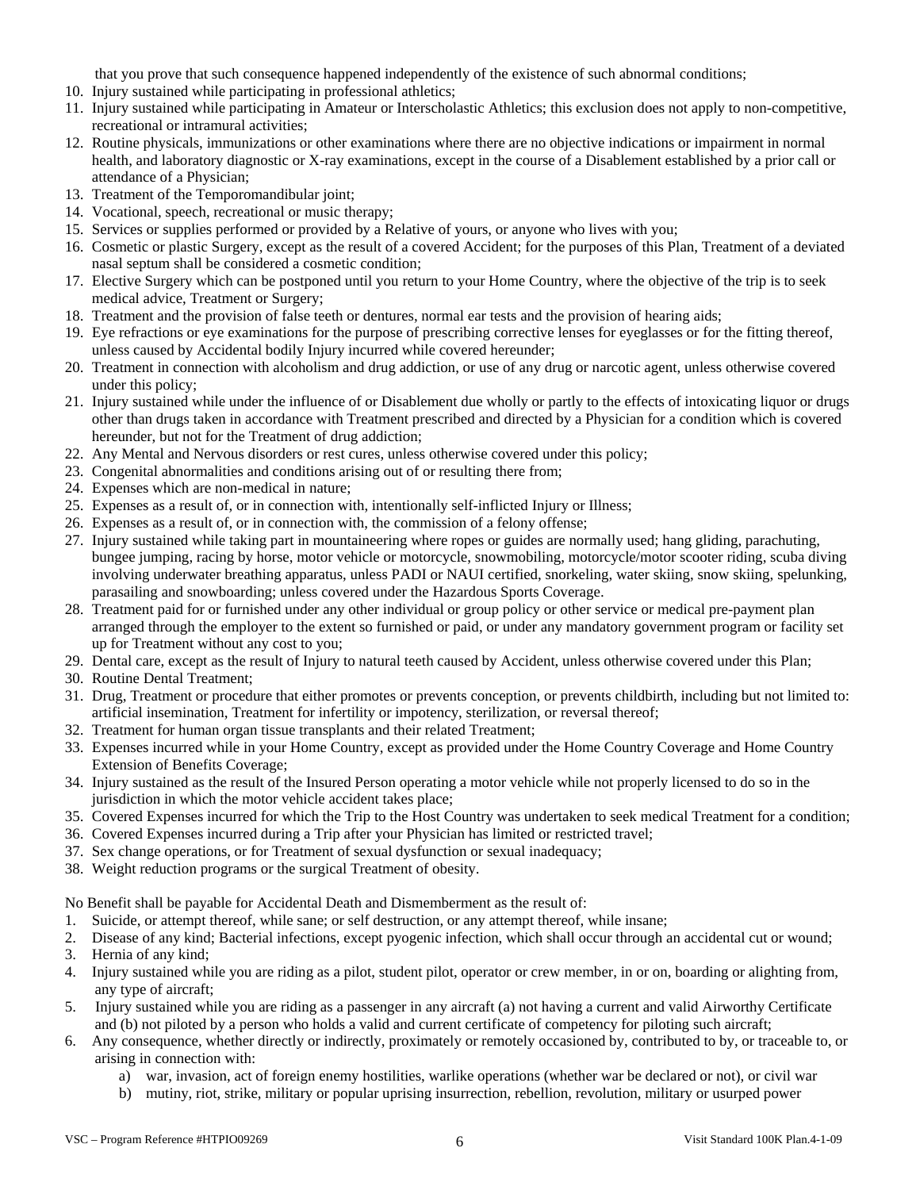that you prove that such consequence happened independently of the existence of such abnormal conditions;

10. Injury sustained while participating in professional athletics;
11. Injury sustained while participating in Amateur or Interscholastic Athletics; this exclusion does not apply to non-competitive, recreational or intramural activities;
12. Routine physicals, immunizations or other examinations where there are no objective indications or impairment in normal health, and laboratory diagnostic or X-ray examinations, except in the course of a Disablement established by a prior call or attendance of a Physician;
13. Treatment of the Temporomandibular joint;
14. Vocational, speech, recreational or music therapy;
15. Services or supplies performed or provided by a Relative of yours, or anyone who lives with you;
16. Cosmetic or plastic Surgery, except as the result of a covered Accident; for the purposes of this Plan, Treatment of a deviated nasal septum shall be considered a cosmetic condition;
17. Elective Surgery which can be postponed until you return to your Home Country, where the objective of the trip is to seek medical advice, Treatment or Surgery;
18. Treatment and the provision of false teeth or dentures, normal ear tests and the provision of hearing aids;
19. Eye refractions or eye examinations for the purpose of prescribing corrective lenses for eyeglasses or for the fitting thereof, unless caused by Accidental bodily Injury incurred while covered hereunder;
20. Treatment in connection with alcoholism and drug addiction, or use of any drug or narcotic agent, unless otherwise covered under this policy;
21. Injury sustained while under the influence of or Disablement due wholly or partly to the effects of intoxicating liquor or drugs other than drugs taken in accordance with Treatment prescribed and directed by a Physician for a condition which is covered hereunder, but not for the Treatment of drug addiction;
22. Any Mental and Nervous disorders or rest cures, unless otherwise covered under this policy;
23. Congenital abnormalities and conditions arising out of or resulting there from;
24. Expenses which are non-medical in nature;
25. Expenses as a result of, or in connection with, intentionally self-inflicted Injury or Illness;
26. Expenses as a result of, or in connection with, the commission of a felony offense;
27. Injury sustained while taking part in mountaineering where ropes or guides are normally used; hang gliding, parachuting, bungee jumping, racing by horse, motor vehicle or motorcycle, snowmobiling, motorcycle/motor scooter riding, scuba diving involving underwater breathing apparatus, unless PADI or NAUI certified, snorkeling, water skiing, snow skiing, spelunking, parasailing and snowboarding; unless covered under the Hazardous Sports Coverage.
28. Treatment paid for or furnished under any other individual or group policy or other service or medical pre-payment plan arranged through the employer to the extent so furnished or paid, or under any mandatory government program or facility set up for Treatment without any cost to you;
29. Dental care, except as the result of Injury to natural teeth caused by Accident, unless otherwise covered under this Plan;
30. Routine Dental Treatment;
31. Drug, Treatment or procedure that either promotes or prevents conception, or prevents childbirth, including but not limited to: artificial insemination, Treatment for infertility or impotency, sterilization, or reversal thereof;
32. Treatment for human organ tissue transplants and their related Treatment;
33. Expenses incurred while in your Home Country, except as provided under the Home Country Coverage and Home Country Extension of Benefits Coverage;
34. Injury sustained as the result of the Insured Person operating a motor vehicle while not properly licensed to do so in the jurisdiction in which the motor vehicle accident takes place;
35. Covered Expenses incurred for which the Trip to the Host Country was undertaken to seek medical Treatment for a condition;
36. Covered Expenses incurred during a Trip after your Physician has limited or restricted travel;
37. Sex change operations, or for Treatment of sexual dysfunction or sexual inadequacy;
38. Weight reduction programs or the surgical Treatment of obesity.

No Benefit shall be payable for Accidental Death and Dismemberment as the result of:

1. Suicide, or attempt thereof, while sane; or self destruction, or any attempt thereof, while insane;
2. Disease of any kind; Bacterial infections, except pyogenic infection, which shall occur through an accidental cut or wound;
3. Hernia of any kind;
4. Injury sustained while you are riding as a pilot, student pilot, operator or crew member, in or on, boarding or alighting from, any type of aircraft;
5. Injury sustained while you are riding as a passenger in any aircraft (a) not having a current and valid Airworthy Certificate and (b) not piloted by a person who holds a valid and current certificate of competency for piloting such aircraft;
6. Any consequence, whether directly or indirectly, proximately or remotely occasioned by, contributed to by, or traceable to, or arising in connection with:
    a) war, invasion, act of foreign enemy hostilities, warlike operations (whether war be declared or not), or civil war
    b) mutiny, riot, strike, military or popular uprising insurrection, rebellion, revolution, military or usurped power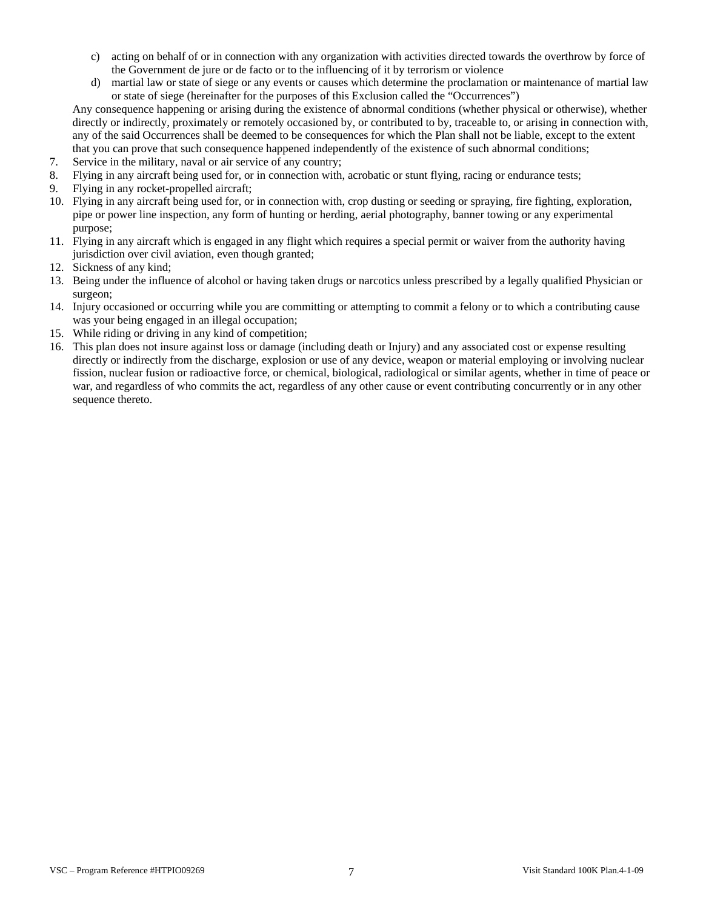c) acting on behalf of or in connection with any organization with activities directed towards the overthrow by force of the Government de jure or de facto or to the influencing of it by terrorism or violence
d) martial law or state of siege or any events or causes which determine the proclamation or maintenance of martial law or state of siege (hereinafter for the purposes of this Exclusion called the "Occurrences")

Any consequence happening or arising during the existence of abnormal conditions (whether physical or otherwise), whether directly or indirectly, proximately or remotely occasioned by, or contributed to by, traceable to, or arising in connection with, any of the said Occurrences shall be deemed to be consequences for which the Plan shall not be liable, except to the extent that you can prove that such consequence happened independently of the existence of such abnormal conditions;

7. Service in the military, naval or air service of any country;
8. Flying in any aircraft being used for, or in connection with, acrobatic or stunt flying, racing or endurance tests;
9. Flying in any rocket-propelled aircraft;
10. Flying in any aircraft being used for, or in connection with, crop dusting or seeding or spraying, fire fighting, exploration, pipe or power line inspection, any form of hunting or herding, aerial photography, banner towing or any experimental purpose;
11. Flying in any aircraft which is engaged in any flight which requires a special permit or waiver from the authority having jurisdiction over civil aviation, even though granted;
12. Sickness of any kind;
13. Being under the influence of alcohol or having taken drugs or narcotics unless prescribed by a legally qualified Physician or surgeon;
14. Injury occasioned or occurring while you are committing or attempting to commit a felony or to which a contributing cause was your being engaged in an illegal occupation;
15. While riding or driving in any kind of competition;
16. This plan does not insure against loss or damage (including death or Injury) and any associated cost or expense resulting directly or indirectly from the discharge, explosion or use of any device, weapon or material employing or involving nuclear fission, nuclear fusion or radioactive force, or chemical, biological, radiological or similar agents, whether in time of peace or war, and regardless of who commits the act, regardless of any other cause or event contributing concurrently or in any other sequence thereto.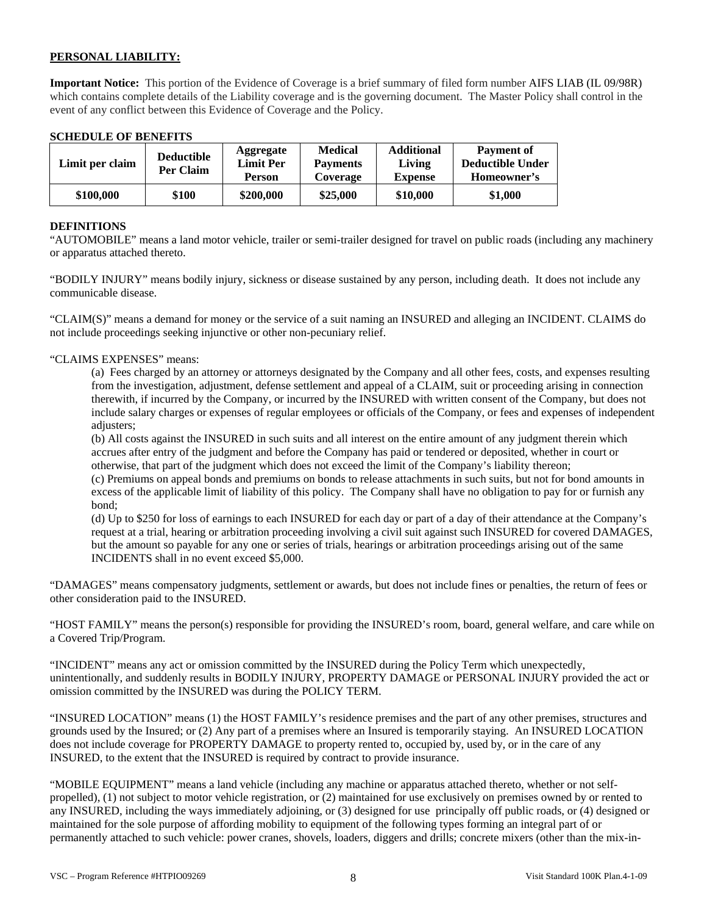**PERSONAL LIABILITY:**

**Important Notice:** This portion of the Evidence of Coverage is a brief summary of filed form number AIFS LIAB (IL 09/98R) which contains complete details of the Liability coverage and is the governing document. The Master Policy shall control in the event of any conflict between this Evidence of Coverage and the Policy.

**SCHEDULE OF BENEFITS**

| Limit per claim | Deductible Per Claim | Aggregate Limit Per Person | Medical Payments Coverage | Additional Living Expense | Payment of Deductible Under Homeowner's |
|---|---|---|---|---|---|
| **$100,000** | **$100** | **$200,000** | **$25,000** | **$10,000** | **$1,000** |

**DEFINITIONS**

"AUTOMOBILE" means a land motor vehicle, trailer or semi-trailer designed for travel on public roads (including any machinery or apparatus attached thereto.

"BODILY INJURY" means bodily injury, sickness or disease sustained by any person, including death. It does not include any communicable disease.

"CLAIM(S)" means a demand for money or the service of a suit naming an INSURED and alleging an INCIDENT. CLAIMS do not include proceedings seeking injunctive or other non-pecuniary relief.

"CLAIMS EXPENSES" means:

(a) Fees charged by an attorney or attorneys designated by the Company and all other fees, costs, and expenses resulting from the investigation, adjustment, defense settlement and appeal of a CLAIM, suit or proceeding arising in connection therewith, if incurred by the Company, or incurred by the INSURED with written consent of the Company, but does not include salary charges or expenses of regular employees or officials of the Company, or fees and expenses of independent adjusters;

(b) All costs against the INSURED in such suits and all interest on the entire amount of any judgment therein which accrues after entry of the judgment and before the Company has paid or tendered or deposited, whether in court or otherwise, that part of the judgment which does not exceed the limit of the Company's liability thereon;

(c) Premiums on appeal bonds and premiums on bonds to release attachments in such suits, but not for bond amounts in excess of the applicable limit of liability of this policy. The Company shall have no obligation to pay for or furnish any bond;

(d) Up to $250 for loss of earnings to each INSURED for each day or part of a day of their attendance at the Company's request at a trial, hearing or arbitration proceeding involving a civil suit against such INSURED for covered DAMAGES, but the amount so payable for any one or series of trials, hearings or arbitration proceedings arising out of the same INCIDENTS shall in no event exceed $5,000.

"DAMAGES" means compensatory judgments, settlement or awards, but does not include fines or penalties, the return of fees or other consideration paid to the INSURED.

"HOST FAMILY" means the person(s) responsible for providing the INSURED's room, board, general welfare, and care while on a Covered Trip/Program.

"INCIDENT" means any act or omission committed by the INSURED during the Policy Term which unexpectedly, unintentionally, and suddenly results in BODILY INJURY, PROPERTY DAMAGE or PERSONAL INJURY provided the act or omission committed by the INSURED was during the POLICY TERM.

"INSURED LOCATION" means (1) the HOST FAMILY's residence premises and the part of any other premises, structures and grounds used by the Insured; or (2) Any part of a premises where an Insured is temporarily staying. An INSURED LOCATION does not include coverage for PROPERTY DAMAGE to property rented to, occupied by, used by, or in the care of any INSURED, to the extent that the INSURED is required by contract to provide insurance.

"MOBILE EQUIPMENT" means a land vehicle (including any machine or apparatus attached thereto, whether or not self-propelled), (1) not subject to motor vehicle registration, or (2) maintained for use exclusively on premises owned by or rented to any INSURED, including the ways immediately adjoining, or (3) designed for use principally off public roads, or (4) designed or maintained for the sole purpose of affording mobility to equipment of the following types forming an integral part of or permanently attached to such vehicle: power cranes, shovels, loaders, diggers and drills; concrete mixers (other than the mix-in-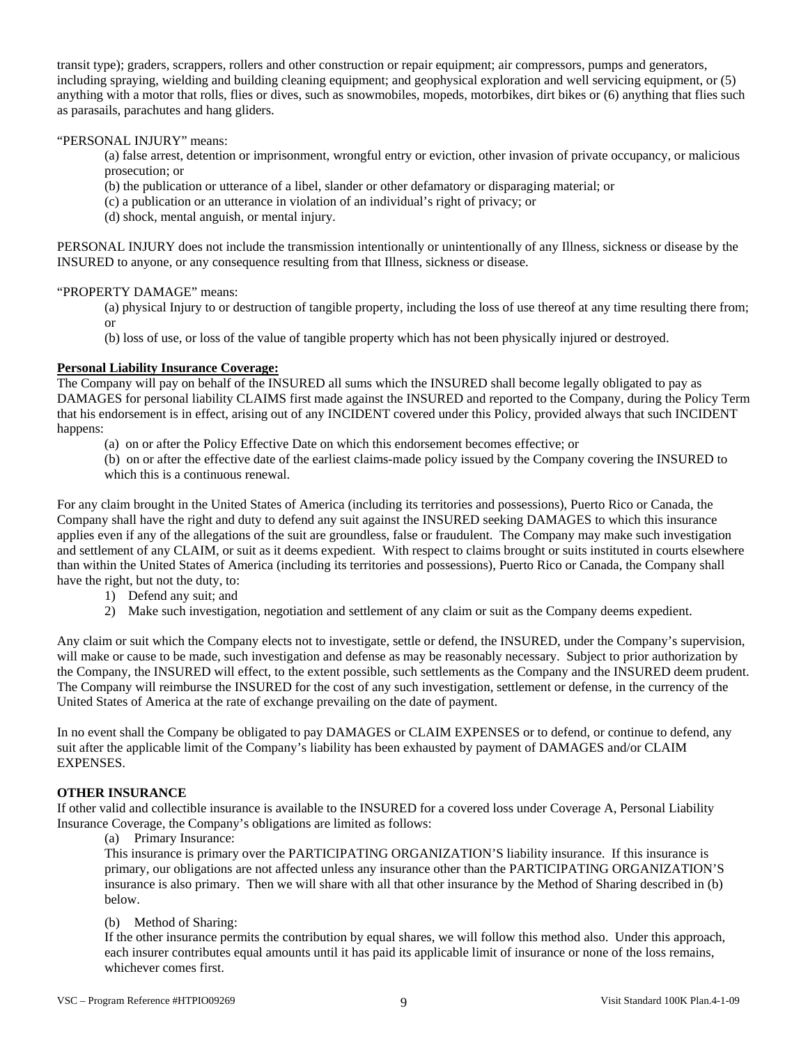transit type); graders, scrappers, rollers and other construction or repair equipment; air compressors, pumps and generators, including spraying, wielding and building cleaning equipment; and geophysical exploration and well servicing equipment, or (5) anything with a motor that rolls, flies or dives, such as snowmobiles, mopeds, motorbikes, dirt bikes or (6) anything that flies such as parasails, parachutes and hang gliders.

"PERSONAL INJURY" means:

(a) false arrest, detention or imprisonment, wrongful entry or eviction, other invasion of private occupancy, or malicious prosecution; or

(b) the publication or utterance of a libel, slander or other defamatory or disparaging material; or

(c) a publication or an utterance in violation of an individual's right of privacy; or

(d) shock, mental anguish, or mental injury.

PERSONAL INJURY does not include the transmission intentionally or unintentionally of any Illness, sickness or disease by the INSURED to anyone, or any consequence resulting from that Illness, sickness or disease.

"PROPERTY DAMAGE" means:

(a) physical Injury to or destruction of tangible property, including the loss of use thereof at any time resulting there from; or

(b) loss of use, or loss of the value of tangible property which has not been physically injured or destroyed.

**Personal Liability Insurance Coverage:**

The Company will pay on behalf of the INSURED all sums which the INSURED shall become legally obligated to pay as DAMAGES for personal liability CLAIMS first made against the INSURED and reported to the Company, during the Policy Term that his endorsement is in effect, arising out of any INCIDENT covered under this Policy, provided always that such INCIDENT happens:

(a) on or after the Policy Effective Date on which this endorsement becomes effective; or

(b) on or after the effective date of the earliest claims-made policy issued by the Company covering the INSURED to which this is a continuous renewal.

For any claim brought in the United States of America (including its territories and possessions), Puerto Rico or Canada, the Company shall have the right and duty to defend any suit against the INSURED seeking DAMAGES to which this insurance applies even if any of the allegations of the suit are groundless, false or fraudulent. The Company may make such investigation and settlement of any CLAIM, or suit as it deems expedient. With respect to claims brought or suits instituted in courts elsewhere than within the United States of America (including its territories and possessions), Puerto Rico or Canada, the Company shall have the right, but not the duty, to:

1) Defend any suit; and
2) Make such investigation, negotiation and settlement of any claim or suit as the Company deems expedient.

Any claim or suit which the Company elects not to investigate, settle or defend, the INSURED, under the Company's supervision, will make or cause to be made, such investigation and defense as may be reasonably necessary. Subject to prior authorization by the Company, the INSURED will effect, to the extent possible, such settlements as the Company and the INSURED deem prudent. The Company will reimburse the INSURED for the cost of any such investigation, settlement or defense, in the currency of the United States of America at the rate of exchange prevailing on the date of payment.

In no event shall the Company be obligated to pay DAMAGES or CLAIM EXPENSES or to defend, or continue to defend, any suit after the applicable limit of the Company's liability has been exhausted by payment of DAMAGES and/or CLAIM EXPENSES.

**OTHER INSURANCE**

If other valid and collectible insurance is available to the INSURED for a covered loss under Coverage A, Personal Liability Insurance Coverage, the Company's obligations are limited as follows:

(a) Primary Insurance:

This insurance is primary over the PARTICIPATING ORGANIZATION'S liability insurance. If this insurance is primary, our obligations are not affected unless any insurance other than the PARTICIPATING ORGANIZATION'S insurance is also primary. Then we will share with all that other insurance by the Method of Sharing described in (b) below.

(b) Method of Sharing:

If the other insurance permits the contribution by equal shares, we will follow this method also. Under this approach, each insurer contributes equal amounts until it has paid its applicable limit of insurance or none of the loss remains, whichever comes first.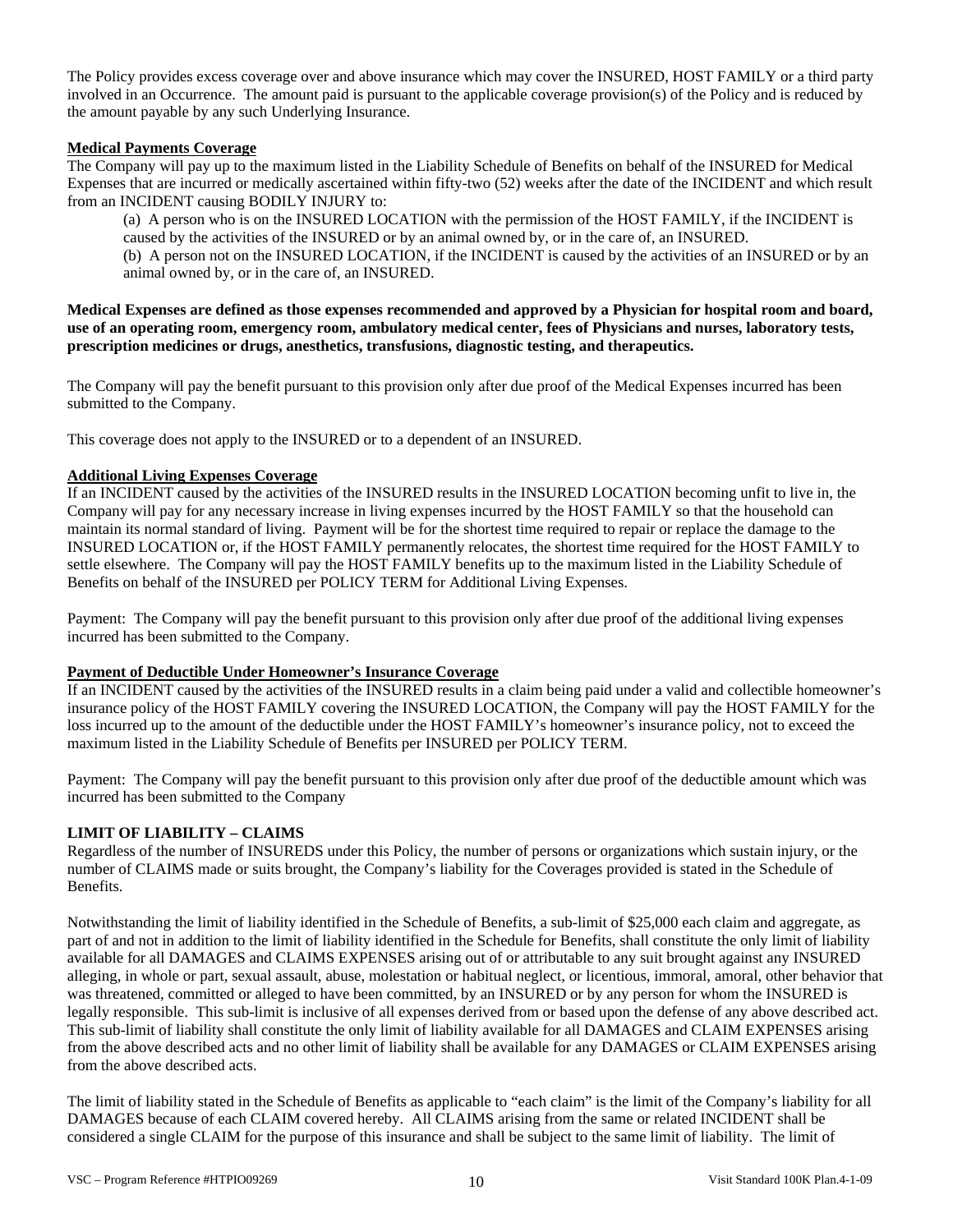The Policy provides excess coverage over and above insurance which may cover the INSURED, HOST FAMILY or a third party involved in an Occurrence. The amount paid is pursuant to the applicable coverage provision(s) of the Policy and is reduced by the amount payable by any such Underlying Insurance.

**Medical Payments Coverage**

The Company will pay up to the maximum listed in the Liability Schedule of Benefits on behalf of the INSURED for Medical Expenses that are incurred or medically ascertained within fifty-two (52) weeks after the date of the INCIDENT and which result from an INCIDENT causing BODILY INJURY to:

(a) A person who is on the INSURED LOCATION with the permission of the HOST FAMILY, if the INCIDENT is caused by the activities of the INSURED or by an animal owned by, or in the care of, an INSURED.

(b) A person not on the INSURED LOCATION, if the INCIDENT is caused by the activities of an INSURED or by an animal owned by, or in the care of, an INSURED.

**Medical Expenses are defined as those expenses recommended and approved by a Physician for hospital room and board, use of an operating room, emergency room, ambulatory medical center, fees of Physicians and nurses, laboratory tests, prescription medicines or drugs, anesthetics, transfusions, diagnostic testing, and therapeutics.**

The Company will pay the benefit pursuant to this provision only after due proof of the Medical Expenses incurred has been submitted to the Company.

This coverage does not apply to the INSURED or to a dependent of an INSURED.

**Additional Living Expenses Coverage**

If an INCIDENT caused by the activities of the INSURED results in the INSURED LOCATION becoming unfit to live in, the Company will pay for any necessary increase in living expenses incurred by the HOST FAMILY so that the household can maintain its normal standard of living. Payment will be for the shortest time required to repair or replace the damage to the INSURED LOCATION or, if the HOST FAMILY permanently relocates, the shortest time required for the HOST FAMILY to settle elsewhere. The Company will pay the HOST FAMILY benefits up to the maximum listed in the Liability Schedule of Benefits on behalf of the INSURED per POLICY TERM for Additional Living Expenses.

Payment: The Company will pay the benefit pursuant to this provision only after due proof of the additional living expenses incurred has been submitted to the Company.

**Payment of Deductible Under Homeowner's Insurance Coverage**

If an INCIDENT caused by the activities of the INSURED results in a claim being paid under a valid and collectible homeowner's insurance policy of the HOST FAMILY covering the INSURED LOCATION, the Company will pay the HOST FAMILY for the loss incurred up to the amount of the deductible under the HOST FAMILY's homeowner's insurance policy, not to exceed the maximum listed in the Liability Schedule of Benefits per INSURED per POLICY TERM.

Payment: The Company will pay the benefit pursuant to this provision only after due proof of the deductible amount which was incurred has been submitted to the Company

**LIMIT OF LIABILITY – CLAIMS**

Regardless of the number of INSUREDS under this Policy, the number of persons or organizations which sustain injury, or the number of CLAIMS made or suits brought, the Company's liability for the Coverages provided is stated in the Schedule of Benefits.

Notwithstanding the limit of liability identified in the Schedule of Benefits, a sub-limit of $25,000 each claim and aggregate, as part of and not in addition to the limit of liability identified in the Schedule for Benefits, shall constitute the only limit of liability available for all DAMAGES and CLAIMS EXPENSES arising out of or attributable to any suit brought against any INSURED alleging, in whole or part, sexual assault, abuse, molestation or habitual neglect, or licentious, immoral, amoral, other behavior that was threatened, committed or alleged to have been committed, by an INSURED or by any person for whom the INSURED is legally responsible. This sub-limit is inclusive of all expenses derived from or based upon the defense of any above described act. This sub-limit of liability shall constitute the only limit of liability available for all DAMAGES and CLAIM EXPENSES arising from the above described acts and no other limit of liability shall be available for any DAMAGES or CLAIM EXPENSES arising from the above described acts.

The limit of liability stated in the Schedule of Benefits as applicable to "each claim" is the limit of the Company's liability for all DAMAGES because of each CLAIM covered hereby. All CLAIMS arising from the same or related INCIDENT shall be considered a single CLAIM for the purpose of this insurance and shall be subject to the same limit of liability. The limit of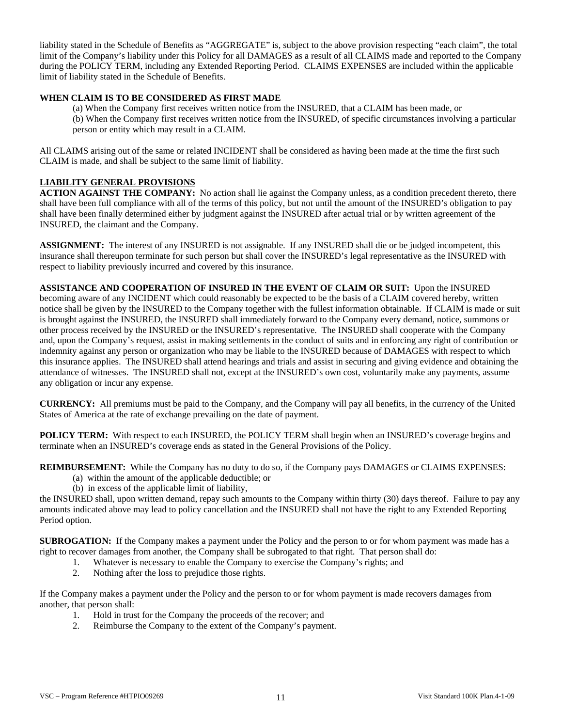liability stated in the Schedule of Benefits as "AGGREGATE" is, subject to the above provision respecting "each claim", the total limit of the Company's liability under this Policy for all DAMAGES as a result of all CLAIMS made and reported to the Company during the POLICY TERM, including any Extended Reporting Period. CLAIMS EXPENSES are included within the applicable limit of liability stated in the Schedule of Benefits.

**WHEN CLAIM IS TO BE CONSIDERED AS FIRST MADE**

(a) When the Company first receives written notice from the INSURED, that a CLAIM has been made, or

(b) When the Company first receives written notice from the INSURED, of specific circumstances involving a particular person or entity which may result in a CLAIM.

All CLAIMS arising out of the same or related INCIDENT shall be considered as having been made at the time the first such CLAIM is made, and shall be subject to the same limit of liability.

**LIABILITY GENERAL PROVISIONS**

**ACTION AGAINST THE COMPANY:** No action shall lie against the Company unless, as a condition precedent thereto, there shall have been full compliance with all of the terms of this policy, but not until the amount of the INSURED's obligation to pay shall have been finally determined either by judgment against the INSURED after actual trial or by written agreement of the INSURED, the claimant and the Company.

**ASSIGNMENT:** The interest of any INSURED is not assignable. If any INSURED shall die or be judged incompetent, this insurance shall thereupon terminate for such person but shall cover the INSURED's legal representative as the INSURED with respect to liability previously incurred and covered by this insurance.

**ASSISTANCE AND COOPERATION OF INSURED IN THE EVENT OF CLAIM OR SUIT:** Upon the INSURED becoming aware of any INCIDENT which could reasonably be expected to be the basis of a CLAIM covered hereby, written notice shall be given by the INSURED to the Company together with the fullest information obtainable. If CLAIM is made or suit is brought against the INSURED, the INSURED shall immediately forward to the Company every demand, notice, summons or other process received by the INSURED or the INSURED's representative. The INSURED shall cooperate with the Company and, upon the Company's request, assist in making settlements in the conduct of suits and in enforcing any right of contribution or indemnity against any person or organization who may be liable to the INSURED because of DAMAGES with respect to which this insurance applies. The INSURED shall attend hearings and trials and assist in securing and giving evidence and obtaining the attendance of witnesses. The INSURED shall not, except at the INSURED's own cost, voluntarily make any payments, assume any obligation or incur any expense.

**CURRENCY:** All premiums must be paid to the Company, and the Company will pay all benefits, in the currency of the United States of America at the rate of exchange prevailing on the date of payment.

**POLICY TERM:** With respect to each INSURED, the POLICY TERM shall begin when an INSURED's coverage begins and terminate when an INSURED's coverage ends as stated in the General Provisions of the Policy.

**REIMBURSEMENT:** While the Company has no duty to do so, if the Company pays DAMAGES or CLAIMS EXPENSES:

(a) within the amount of the applicable deductible; or

(b) in excess of the applicable limit of liability,

the INSURED shall, upon written demand, repay such amounts to the Company within thirty (30) days thereof. Failure to pay any amounts indicated above may lead to policy cancellation and the INSURED shall not have the right to any Extended Reporting Period option.

**SUBROGATION:** If the Company makes a payment under the Policy and the person to or for whom payment was made has a right to recover damages from another, the Company shall be subrogated to that right. That person shall do:

1. Whatever is necessary to enable the Company to exercise the Company's rights; and
2. Nothing after the loss to prejudice those rights.

If the Company makes a payment under the Policy and the person to or for whom payment is made recovers damages from another, that person shall:

1. Hold in trust for the Company the proceeds of the recover; and
2. Reimburse the Company to the extent of the Company's payment.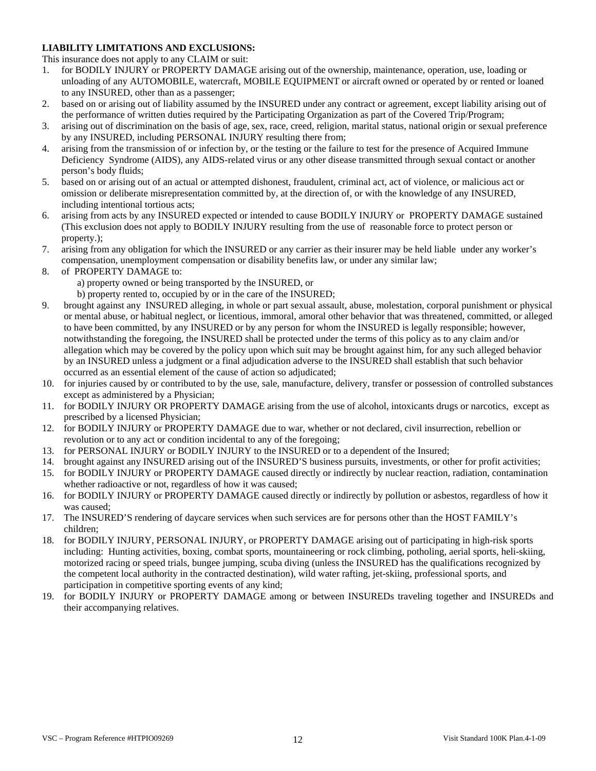**LIABILITY LIMITATIONS AND EXCLUSIONS:**

This insurance does not apply to any CLAIM or suit:

1. for BODILY INJURY or PROPERTY DAMAGE arising out of the ownership, maintenance, operation, use, loading or unloading of any AUTOMOBILE, watercraft, MOBILE EQUIPMENT or aircraft owned or operated by or rented or loaned to any INSURED, other than as a passenger;
2. based on or arising out of liability assumed by the INSURED under any contract or agreement, except liability arising out of the performance of written duties required by the Participating Organization as part of the Covered Trip/Program;
3. arising out of discrimination on the basis of age, sex, race, creed, religion, marital status, national origin or sexual preference by any INSURED, including PERSONAL INJURY resulting there from;
4. arising from the transmission of or infection by, or the testing or the failure to test for the presence of Acquired Immune Deficiency Syndrome (AIDS), any AIDS-related virus or any other disease transmitted through sexual contact or another person's body fluids;
5. based on or arising out of an actual or attempted dishonest, fraudulent, criminal act, act of violence, or malicious act or omission or deliberate misrepresentation committed by, at the direction of, or with the knowledge of any INSURED, including intentional tortious acts;
6. arising from acts by any INSURED expected or intended to cause BODILY INJURY or PROPERTY DAMAGE sustained (This exclusion does not apply to BODILY INJURY resulting from the use of reasonable force to protect person or property.);
7. arising from any obligation for which the INSURED or any carrier as their insurer may be held liable under any worker's compensation, unemployment compensation or disability benefits law, or under any similar law;
8. of PROPERTY DAMAGE to:
   a) property owned or being transported by the INSURED, or
   b) property rented to, occupied by or in the care of the INSURED;
9. brought against any INSURED alleging, in whole or part sexual assault, abuse, molestation, corporal punishment or physical or mental abuse, or habitual neglect, or licentious, immoral, amoral other behavior that was threatened, committed, or alleged to have been committed, by any INSURED or by any person for whom the INSURED is legally responsible; however, notwithstanding the foregoing, the INSURED shall be protected under the terms of this policy as to any claim and/or allegation which may be covered by the policy upon which suit may be brought against him, for any such alleged behavior by an INSURED unless a judgment or a final adjudication adverse to the INSURED shall establish that such behavior occurred as an essential element of the cause of action so adjudicated;
10. for injuries caused by or contributed to by the use, sale, manufacture, delivery, transfer or possession of controlled substances except as administered by a Physician;
11. for BODILY INJURY OR PROPERTY DAMAGE arising from the use of alcohol, intoxicants drugs or narcotics, except as prescribed by a licensed Physician;
12. for BODILY INJURY or PROPERTY DAMAGE due to war, whether or not declared, civil insurrection, rebellion or revolution or to any act or condition incidental to any of the foregoing;
13. for PERSONAL INJURY or BODILY INJURY to the INSURED or to a dependent of the Insured;
14. brought against any INSURED arising out of the INSURED'S business pursuits, investments, or other for profit activities;
15. for BODILY INJURY or PROPERTY DAMAGE caused directly or indirectly by nuclear reaction, radiation, contamination whether radioactive or not, regardless of how it was caused;
16. for BODILY INJURY or PROPERTY DAMAGE caused directly or indirectly by pollution or asbestos, regardless of how it was caused;
17. The INSURED'S rendering of daycare services when such services are for persons other than the HOST FAMILY's children;
18. for BODILY INJURY, PERSONAL INJURY, or PROPERTY DAMAGE arising out of participating in high-risk sports including: Hunting activities, boxing, combat sports, mountaineering or rock climbing, potholing, aerial sports, heli-skiing, motorized racing or speed trials, bungee jumping, scuba diving (unless the INSURED has the qualifications recognized by the competent local authority in the contracted destination), wild water rafting, jet-skiing, professional sports, and participation in competitive sporting events of any kind;
19. for BODILY INJURY or PROPERTY DAMAGE among or between INSUREDs traveling together and INSUREDs and their accompanying relatives.